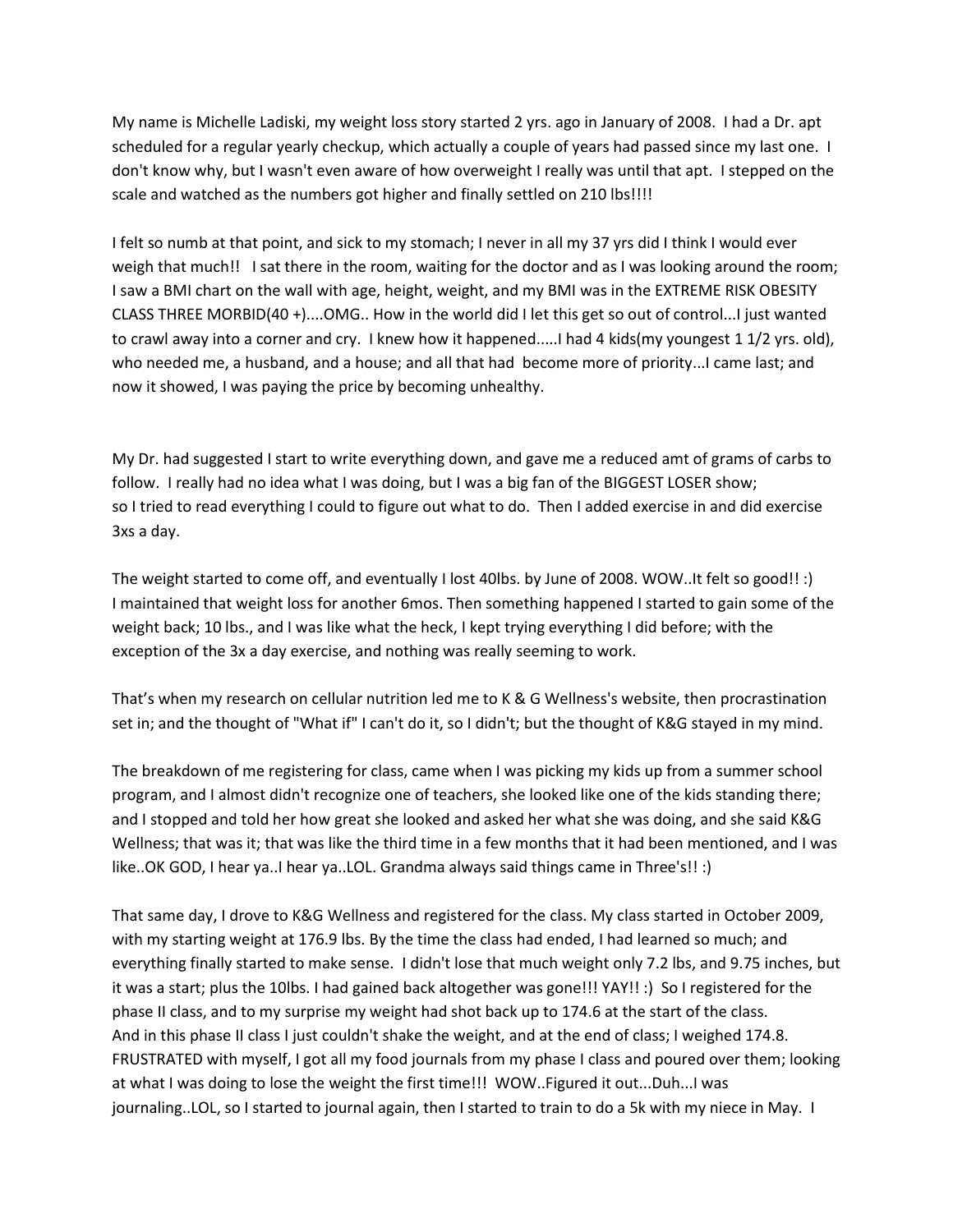My name is Michelle Ladiski, my weight loss story started 2 yrs. ago in January of 2008. I had a Dr. apt scheduled for a regular yearly checkup, which actually a couple of years had passed since my last one. I don't know why, but I wasn't even aware of how overweight I really was until that apt. I stepped on the scale and watched as the numbers got higher and finally settled on 210 lbs!!!!

I felt so numb at that point, and sick to my stomach; I never in all my 37 yrs did I think I would ever weigh that much!! I sat there in the room, waiting for the doctor and as I was looking around the room; I saw a BMI chart on the wall with age, height, weight, and my BMI was in the EXTREME RISK OBESITY CLASS THREE MORBID(40 +)....OMG.. How in the world did I let this get so out of control...I just wanted to crawl away into a corner and cry. I knew how it happened.....I had 4 kids(my youngest 1 1/2 yrs. old), who needed me, a husband, and a house; and all that had become more of priority...I came last; and now it showed, I was paying the price by becoming unhealthy.

My Dr. had suggested I start to write everything down, and gave me a reduced amt of grams of carbs to follow. I really had no idea what I was doing, but I was a big fan of the BIGGEST LOSER show; so I tried to read everything I could to figure out what to do. Then I added exercise in and did exercise 3xs a day.

The weight started to come off, and eventually I lost 40lbs. by June of 2008. WOW..It felt so good!! :) I maintained that weight loss for another 6mos. Then something happened I started to gain some of the weight back; 10 lbs., and I was like what the heck, I kept trying everything I did before; with the exception of the 3x a day exercise, and nothing was really seeming to work.

That's when my research on cellular nutrition led me to K & G Wellness's website, then procrastination set in; and the thought of "What if" I can't do it, so I didn't; but the thought of K&G stayed in my mind.

The breakdown of me registering for class, came when I was picking my kids up from a summer school program, and I almost didn't recognize one of teachers, she looked like one of the kids standing there; and I stopped and told her how great she looked and asked her what she was doing, and she said K&G Wellness; that was it; that was like the third time in a few months that it had been mentioned, and I was like..OK GOD, I hear ya..I hear ya..LOL. Grandma always said things came in Three's!! :)

That same day, I drove to K&G Wellness and registered for the class. My class started in October 2009, with my starting weight at 176.9 lbs. By the time the class had ended, I had learned so much; and everything finally started to make sense. I didn't lose that much weight only 7.2 lbs, and 9.75 inches, but it was a start; plus the 10lbs. I had gained back altogether was gone!!! YAY!! :) So I registered for the phase II class, and to my surprise my weight had shot back up to 174.6 at the start of the class. And in this phase II class I just couldn't shake the weight, and at the end of class; I weighed 174.8. FRUSTRATED with myself, I got all my food journals from my phase I class and poured over them; looking at what I was doing to lose the weight the first time!!! WOW..Figured it out...Duh...I was journaling..LOL, so I started to journal again, then I started to train to do a 5k with my niece in May. I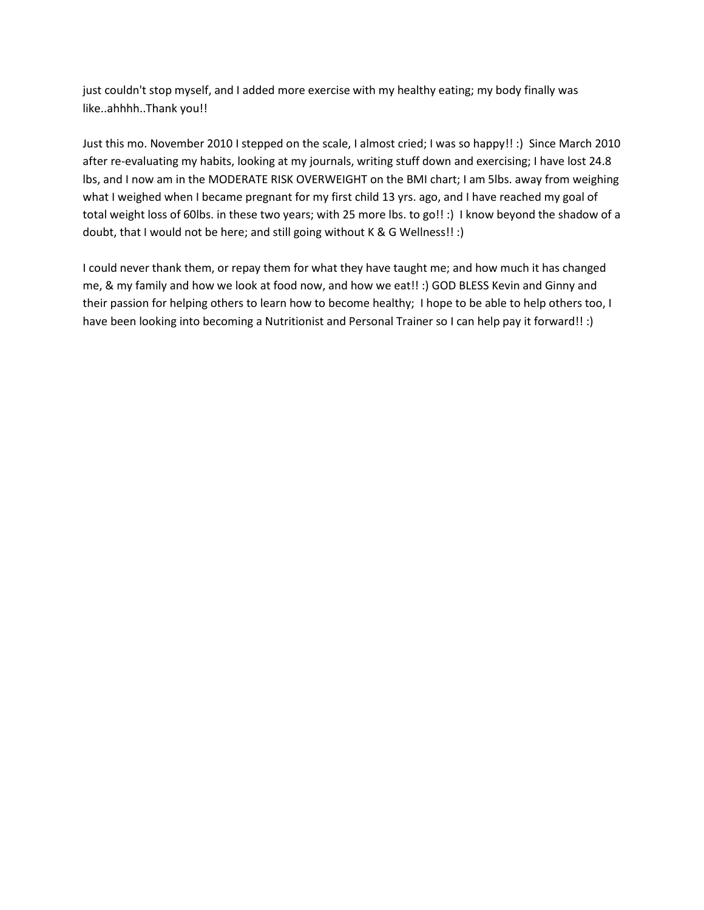just couldn't stop myself, and I added more exercise with my healthy eating; my body finally was like..ahhhh..Thank you!!

Just this mo. November 2010 I stepped on the scale, I almost cried; I was so happy!! :) Since March 2010 after re-evaluating my habits, looking at my journals, writing stuff down and exercising; I have lost 24.8 lbs, and I now am in the MODERATE RISK OVERWEIGHT on the BMI chart; I am 5lbs. away from weighing what I weighed when I became pregnant for my first child 13 yrs. ago, and I have reached my goal of total weight loss of 60lbs. in these two years; with 25 more lbs. to go!! :) I know beyond the shadow of a doubt, that I would not be here; and still going without K & G Wellness!! :)

I could never thank them, or repay them for what they have taught me; and how much it has changed me, & my family and how we look at food now, and how we eat!! :) GOD BLESS Kevin and Ginny and their passion for helping others to learn how to become healthy; I hope to be able to help others too, I have been looking into becoming a Nutritionist and Personal Trainer so I can help pay it forward!! :)